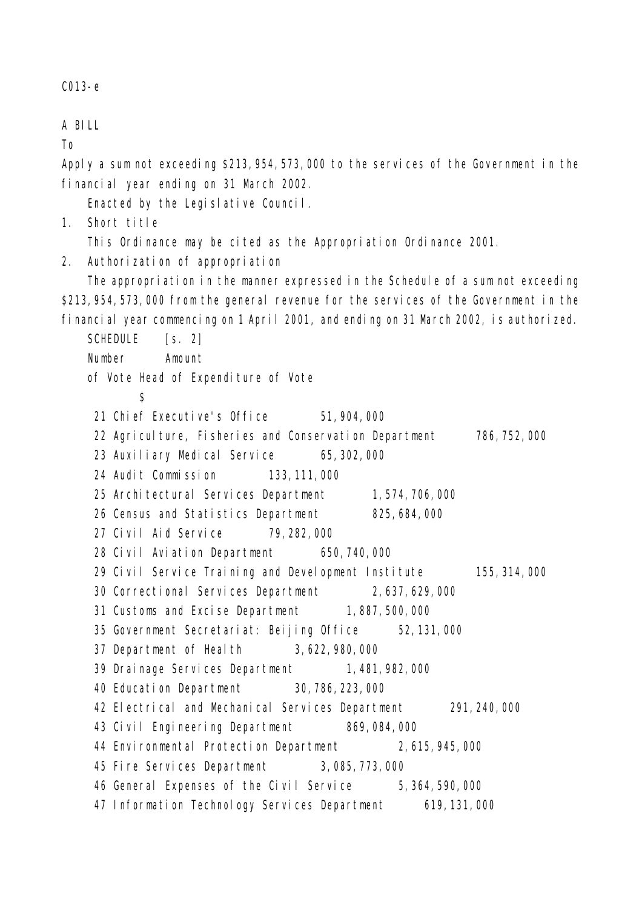C013-e

A BILL

To

Apply a sum not exceeding $213,954,573,000 to the services of the Government in the financial year ending on 31 March 2002.

Enacted by the Legislative Council.

1. Short title

This Ordinance may be cited as the Appropriation Ordinance 2001.

2. Authorization of appropriation

The appropriation in the manner expressed in the Schedule of a sum not exceeding $213,954,573,000 from the general revenue for the services of the Government in the financial year commencing on 1 April 2001, and ending on 31 March 2002, is authorized.

SCHEDULE [s. 2]

| Number of Vote | Head of Expenditure | Amount of Vote $ |
|---|---|---|
| 21 | Chief Executive's Office | 51,904,000 |
| 22 | Agriculture, Fisheries and Conservation Department | 786,752,000 |
| 23 | Auxiliary Medical Service | 65,302,000 |
| 24 | Audit Commission | 133,111,000 |
| 25 | Architectural Services Department | 1,574,706,000 |
| 26 | Census and Statistics Department | 825,684,000 |
| 27 | Civil Aid Service | 79,282,000 |
| 28 | Civil Aviation Department | 650,740,000 |
| 29 | Civil Service Training and Development Institute | 155,314,000 |
| 30 | Correctional Services Department | 2,637,629,000 |
| 31 | Customs and Excise Department | 1,887,500,000 |
| 35 | Government Secretariat: Beijing Office | 52,131,000 |
| 37 | Department of Health | 3,622,980,000 |
| 39 | Drainage Services Department | 1,481,982,000 |
| 40 | Education Department | 30,786,223,000 |
| 42 | Electrical and Mechanical Services Department | 291,240,000 |
| 43 | Civil Engineering Department | 869,084,000 |
| 44 | Environmental Protection Department | 2,615,945,000 |
| 45 | Fire Services Department | 3,085,773,000 |
| 46 | General Expenses of the Civil Service | 5,364,590,000 |
| 47 | Information Technology Services Department | 619,131,000 |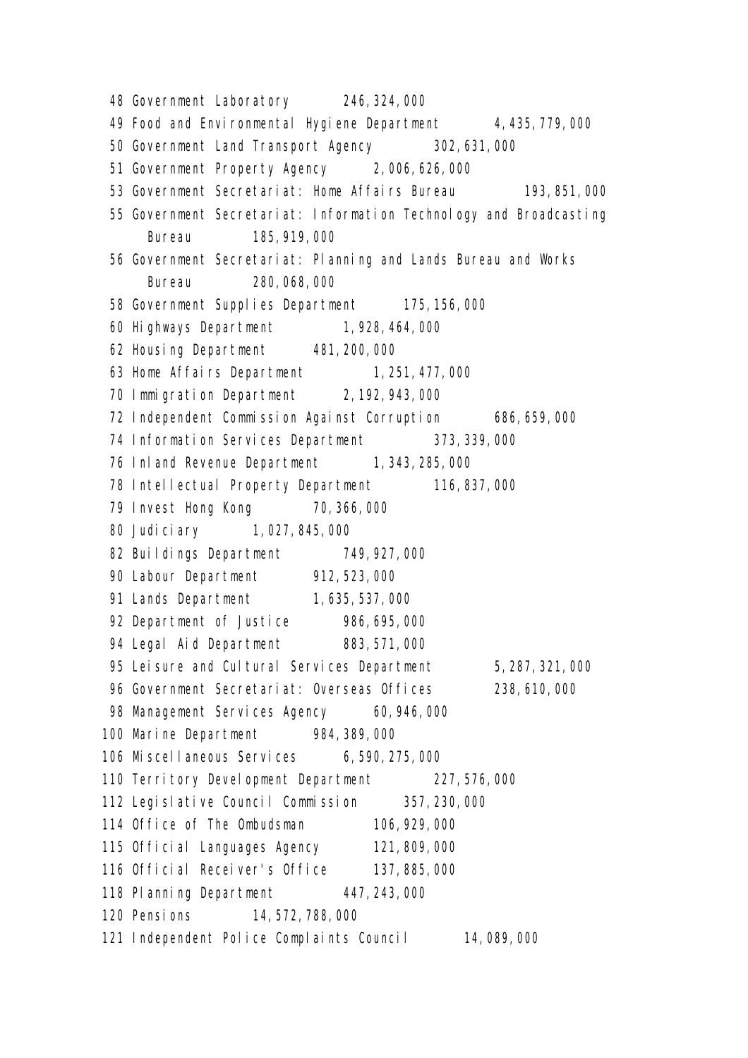48 Government Laboratory 246,324,000

49 Food and Environmental Hygiene Department 4,435,779,000

50 Government Land Transport Agency 302,631,000

51 Government Property Agency 2,006,626,000

53 Government Secretariat: Home Affairs Bureau 193,851,000

55 Government Secretariat: Information Technology and Broadcasting Bureau 185,919,000

56 Government Secretariat: Planning and Lands Bureau and Works Bureau 280,068,000

58 Government Supplies Department 175,156,000

60 Highways Department 1,928,464,000

62 Housing Department 481,200,000

63 Home Affairs Department 1,251,477,000

70 Immigration Department 2,192,943,000

72 Independent Commission Against Corruption 686,659,000

74 Information Services Department 373,339,000

76 Inland Revenue Department 1,343,285,000

78 Intellectual Property Department 116,837,000

79 Invest Hong Kong 70,366,000

80 Judiciary 1,027,845,000

82 Buildings Department 749,927,000

90 Labour Department 912,523,000

91 Lands Department 1,635,537,000

92 Department of Justice 986,695,000

94 Legal Aid Department 883,571,000

95 Leisure and Cultural Services Department 5,287,321,000

96 Government Secretariat: Overseas Offices 238,610,000

98 Management Services Agency 60,946,000

100 Marine Department 984,389,000

106 Miscellaneous Services 6,590,275,000

110 Territory Development Department 227,576,000

112 Legislative Council Commission 357,230,000

114 Office of The Ombudsman 106,929,000

115 Official Languages Agency 121,809,000

116 Official Receiver's Office 137,885,000

118 Planning Department 447,243,000

120 Pensions 14,572,788,000

121 Independent Police Complaints Council 14,089,000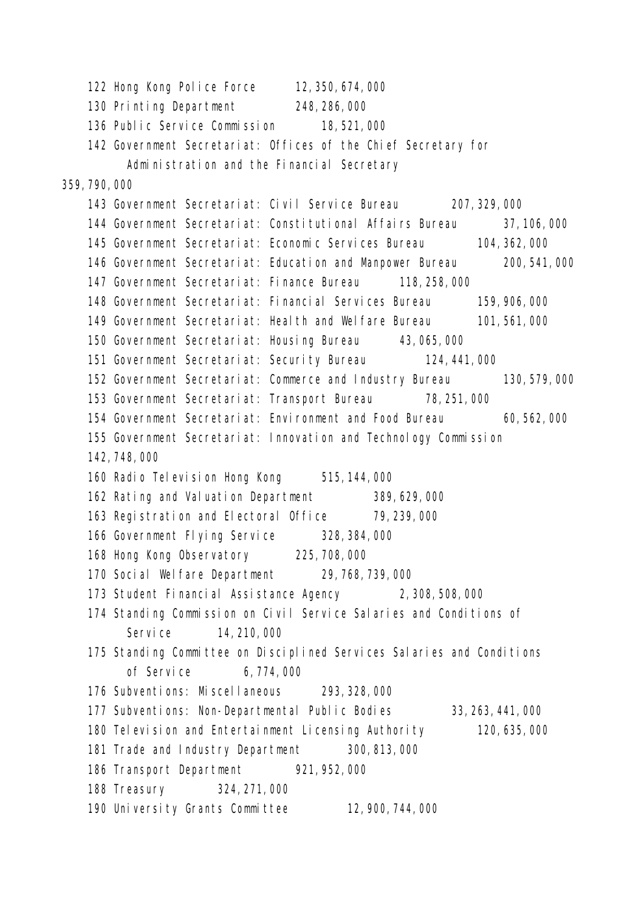122 Hong Kong Police Force 12,350,674,000

130 Printing Department 248,286,000

136 Public Service Commission 18,521,000

142 Government Secretariat: Offices of the Chief Secretary for Administration and the Financial Secretary
359,790,000

143 Government Secretariat: Civil Service Bureau 207,329,000

144 Government Secretariat: Constitutional Affairs Bureau 37,106,000

145 Government Secretariat: Economic Services Bureau 104,362,000

146 Government Secretariat: Education and Manpower Bureau 200,541,000

147 Government Secretariat: Finance Bureau 118,258,000

148 Government Secretariat: Financial Services Bureau 159,906,000

149 Government Secretariat: Health and Welfare Bureau 101,561,000

150 Government Secretariat: Housing Bureau 43,065,000

151 Government Secretariat: Security Bureau 124,441,000

152 Government Secretariat: Commerce and Industry Bureau 130,579,000

153 Government Secretariat: Transport Bureau 78,251,000

154 Government Secretariat: Environment and Food Bureau 60,562,000

155 Government Secretariat: Innovation and Technology Commission
142,748,000

160 Radio Television Hong Kong 515,144,000

162 Rating and Valuation Department 389,629,000

163 Registration and Electoral Office 79,239,000

166 Government Flying Service 328,384,000

168 Hong Kong Observatory 225,708,000

170 Social Welfare Department 29,768,739,000

173 Student Financial Assistance Agency 2,308,508,000

174 Standing Commission on Civil Service Salaries and Conditions of Service 14,210,000

175 Standing Committee on Disciplined Services Salaries and Conditions of Service 6,774,000

176 Subventions: Miscellaneous 293,328,000

177 Subventions: Non-Departmental Public Bodies 33,263,441,000

180 Television and Entertainment Licensing Authority 120,635,000

181 Trade and Industry Department 300,813,000

186 Transport Department 921,952,000

188 Treasury 324,271,000

190 University Grants Committee 12,900,744,000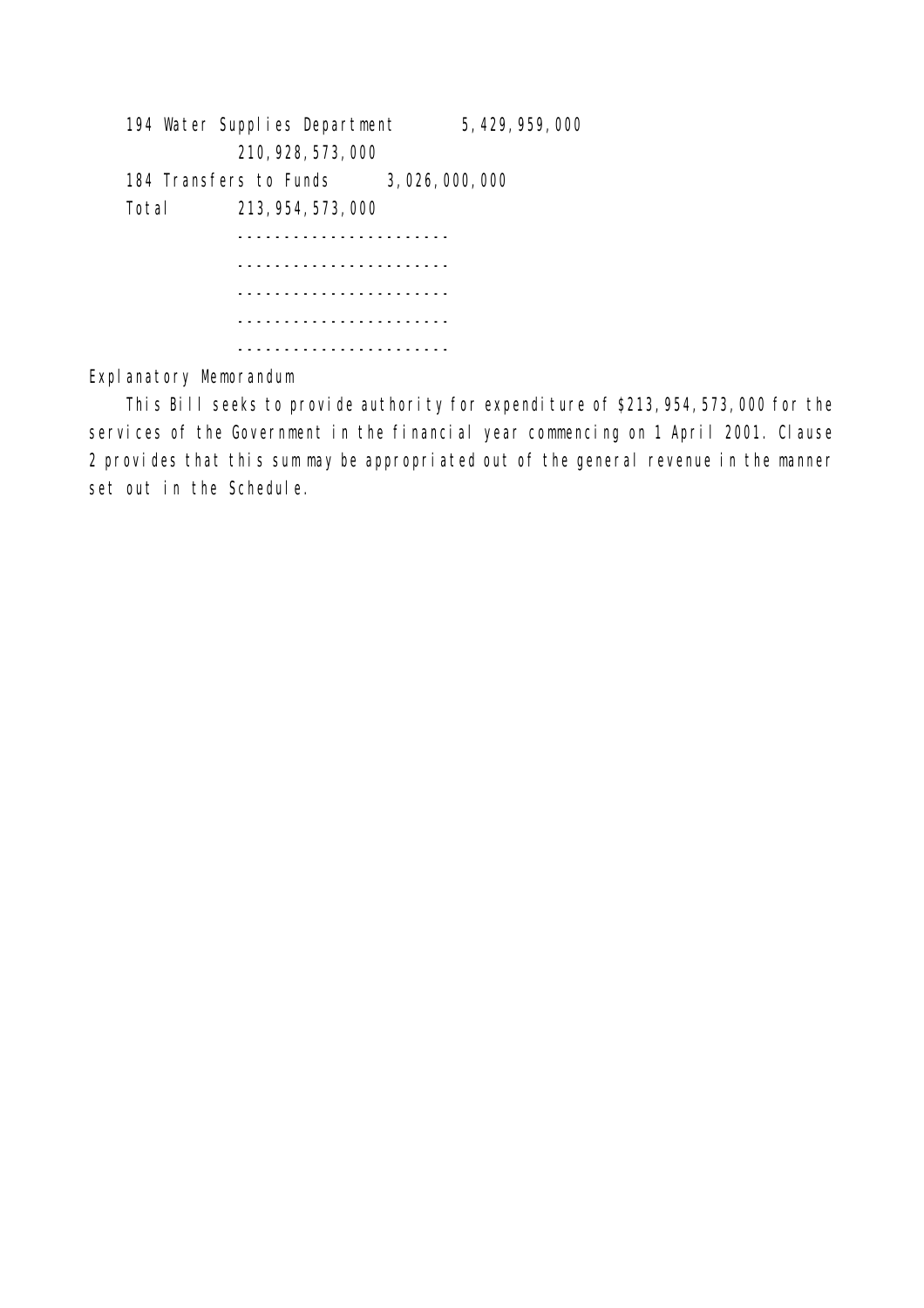| | | |
|---|---|---|
| 194 Water Supplies Department | | 5,429,959,000 |
| | 210,928,573,000 | |
| 184 Transfers to Funds | 3,026,000,000 | |
| Total | 213,954,573,000 | |

## Explanatory Memorandum

This Bill seeks to provide authority for expenditure of $213,954,573,000 for the services of the Government in the financial year commencing on 1 April 2001. Clause 2 provides that this sum may be appropriated out of the general revenue in the manner set out in the Schedule.